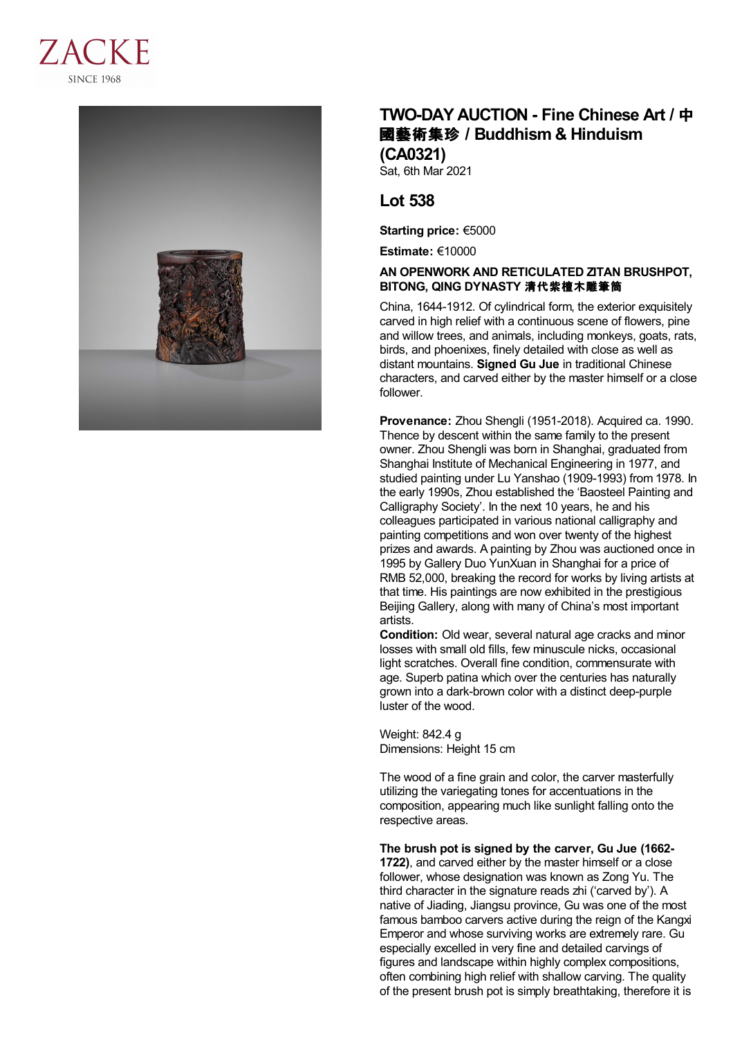ZACKE
SINCE 1968

## TWO-DAY AUCTION - Fine Chinese Art / 中國藝術集珍 / Buddhism & Hinduism (CA0321)

Sat, 6th Mar 2021

## Lot 538

**Starting price:** €5000

**Estimate:** €10000

### AN OPENWORK AND RETICULATED ZITAN BRUSHPOT, BITONG, QING DYNASTY 清代紫檀木雕筆筒

China, 1644-1912. Of cylindrical form, the exterior exquisitely carved in high relief with a continuous scene of flowers, pine and willow trees, and animals, including monkeys, goats, rats, birds, and phoenixes, finely detailed with close as well as distant mountains. **Signed Gu Jue** in traditional Chinese characters, and carved either by the master himself or a close follower.

**Provenance:** Zhou Shengli (1951-2018). Acquired ca. 1990. Thence by descent within the same family to the present owner. Zhou Shengli was born in Shanghai, graduated from Shanghai Institute of Mechanical Engineering in 1977, and studied painting under Lu Yanshao (1909-1993) from 1978. In the early 1990s, Zhou established the 'Baosteel Painting and Calligraphy Society'. In the next 10 years, he and his colleagues participated in various national calligraphy and painting competitions and won over twenty of the highest prizes and awards. A painting by Zhou was auctioned once in 1995 by Gallery Duo YunXuan in Shanghai for a price of RMB 52,000, breaking the record for works by living artists at that time. His paintings are now exhibited in the prestigious Beijing Gallery, along with many of China's most important artists.

**Condition:** Old wear, several natural age cracks and minor losses with small old fills, few minuscule nicks, occasional light scratches. Overall fine condition, commensurate with age. Superb patina which over the centuries has naturally grown into a dark-brown color with a distinct deep-purple luster of the wood.

Weight: 842.4 g
Dimensions: Height 15 cm

The wood of a fine grain and color, the carver masterfully utilizing the variegating tones for accentuations in the composition, appearing much like sunlight falling onto the respective areas.

**The brush pot is signed by the carver, Gu Jue (1662-1722)**, and carved either by the master himself or a close follower, whose designation was known as Zong Yu. The third character in the signature reads zhi ('carved by'). A native of Jiading, Jiangsu province, Gu was one of the most famous bamboo carvers active during the reign of the Kangxi Emperor and whose surviving works are extremely rare. Gu especially excelled in very fine and detailed carvings of figures and landscape within highly complex compositions, often combining high relief with shallow carving. The quality of the present brush pot is simply breathtaking, therefore it is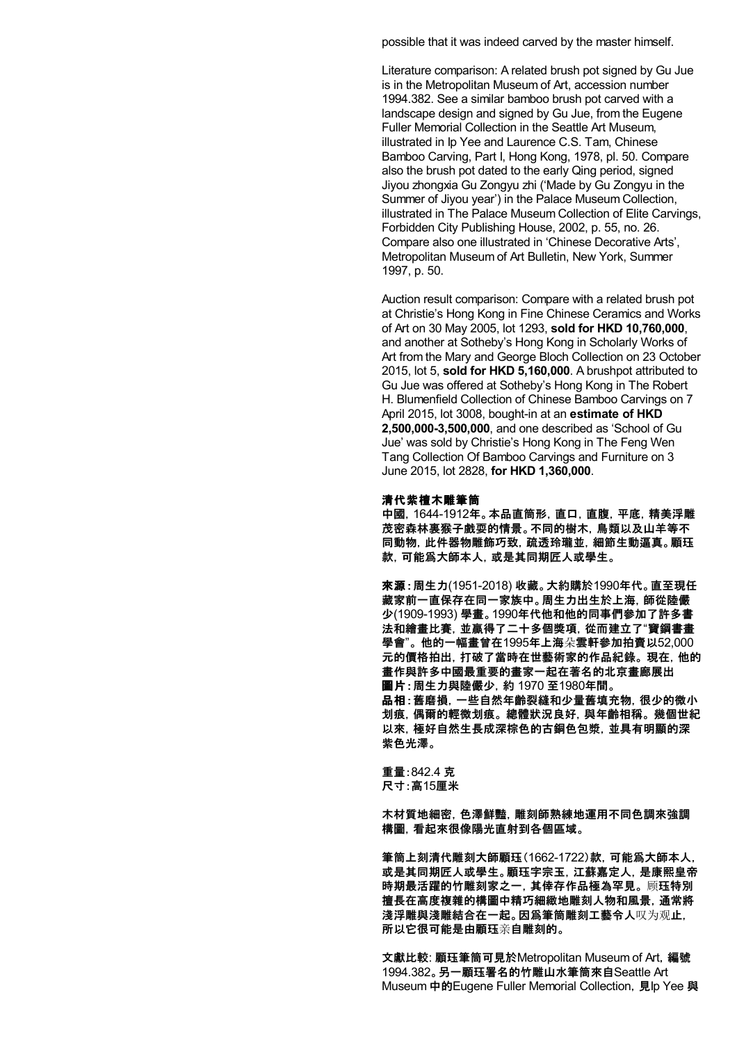possible that it was indeed carved by the master himself.

Literature comparison: A related brush pot signed by Gu Jue is in the Metropolitan Museum of Art, accession number 1994.382. See a similar bamboo brush pot carved with a landscape design and signed by Gu Jue, from the Eugene Fuller Memorial Collection in the Seattle Art Museum, illustrated in Ip Yee and Laurence C.S. Tam, Chinese Bamboo Carving, Part I, Hong Kong, 1978, pl. 50. Compare also the brush pot dated to the early Qing period, signed Jiyou zhongxia Gu Zongyu zhi ('Made by Gu Zongyu in the Summer of Jiyou year') in the Palace Museum Collection, illustrated in The Palace Museum Collection of Elite Carvings, Forbidden City Publishing House, 2002, p. 55, no. 26. Compare also one illustrated in 'Chinese Decorative Arts', Metropolitan Museum of Art Bulletin, New York, Summer 1997, p. 50.

Auction result comparison: Compare with a related brush pot at Christie's Hong Kong in Fine Chinese Ceramics and Works of Art on 30 May 2005, lot 1293, **sold for HKD 10,760,000**, and another at Sotheby's Hong Kong in Scholarly Works of Art from the Mary and George Bloch Collection on 23 October 2015, lot 5, **sold for HKD 5,160,000**. A brushpot attributed to Gu Jue was offered at Sotheby's Hong Kong in The Robert H. Blumenfield Collection of Chinese Bamboo Carvings on 7 April 2015, lot 3008, bought-in at an **estimate of HKD 2,500,000-3,500,000**, and one described as 'School of Gu Jue' was sold by Christie's Hong Kong in The Feng Wen Tang Collection Of Bamboo Carvings and Furniture on 3 June 2015, lot 2828, **for HKD 1,360,000**.

**清代紫檀木雕筆筒**

**中國，1644-1912年。本品直筒形，直口，直腹，平底，精美浮雕茂密森林裏猴子戲耍的情景。不同的樹木，鳥類以及山羊等不同動物，此件器物雕飾巧致，疏透玲瓏並，細節生動逼真。顧珏款，可能爲大師本人，或是其同期匠人或學生。**

**來源：周生力(1951-2018) 收藏。大約購於1990年代。直至現任藏家前一直保存在同一家族中。周生力出生於上海，師從陸儼少(1909-1993) 學畫。1990年代他和他的同事們參加了許多書法和繪畫比賽，並贏得了二十多個獎項，從而建立了"寶鋼書畫學會"。他的一幅畫曾在1995年上海朵雲軒參加拍賣以52,000元的價格拍出，打破了當時在世藝術家的作品紀錄。現在，他的畫作與許多中國最重要的畫家一起在著名的北京畫廊展出**
**圖片：周生力與陸儼少，約 1970 至1980年間。**
**品相：舊磨損，一些自然年齡裂縫和少量舊填充物，很少的微小划痕，偶爾的輕微划痕。總體狀況良好，與年齡相稱。幾個世紀以來，極好自然生長成深棕色的古銅色包漿，並具有明顯的深紫色光澤。**

**重量：842.4 克**
**尺寸：高15厘米**

**木材質地細密，色澤鮮豔，雕刻師熟練地運用不同色調來強調構圖，看起來很像陽光直射到各個區域。**

**筆筒上刻清代雕刻大師顧珏(1662-1722)款，可能爲大師本人，或是其同期匠人或學生。顧珏字宗玉，江蘇嘉定人，是康熙皇帝時期最活躍的竹雕刻家之一，其倖存作品極為罕見。顾珏特別擅長在高度複雜的構圖中精巧細緻地雕刻人物和風景，通常將淺浮雕與淺雕結合在一起。因爲筆筒雕刻工藝令人叹为观止，所以它很可能是由顧珏亲自雕刻的。**

**文獻比較：顧珏筆筒可見於**Metropolitan Museum of Art，**編號** 1994.382。**另一顧珏署名的竹雕山水筆筒來自**Seattle Art Museum **中的**Eugene Fuller Memorial Collection，**見**Ip Yee **與**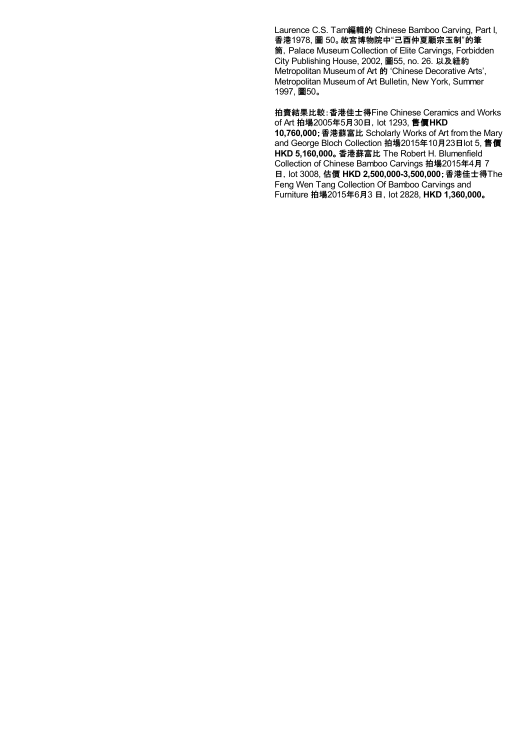Laurence C.S. Tam**編輯的** Chinese Bamboo Carving, Part I, **香港**1978, **圖** 50**。故宮博物院中"己酉仲夏顧宗玉制"的筆筒**, Palace Museum Collection of Elite Carvings, Forbidden City Publishing House, 2002, **圖**55, no. 26. **以及紐約** Metropolitan Museum of Art **的** 'Chinese Decorative Arts', Metropolitan Museum of Art Bulletin, New York, Summer 1997, **圖**50**。**

**拍賣結果比較:香港佳士得**Fine Chinese Ceramics and Works of Art **拍場**2005**年**5**月**30**日**, lot 1293, **售價HKD 10,760,000;香港蘇富比** Scholarly Works of Art from the Mary and George Bloch Collection **拍場**2015**年**10**月**23**日**lot 5, **售價 HKD 5,160,000。香港蘇富比** The Robert H. Blumenfield Collection of Chinese Bamboo Carvings **拍場**2015**年**4**月** 7 **日**, lot 3008, **估價 HKD 2,500,000-3,500,000;香港佳士得**The Feng Wen Tang Collection Of Bamboo Carvings and Furniture **拍場**2015**年**6**月**3 **日**, lot 2828, **HKD 1,360,000。**